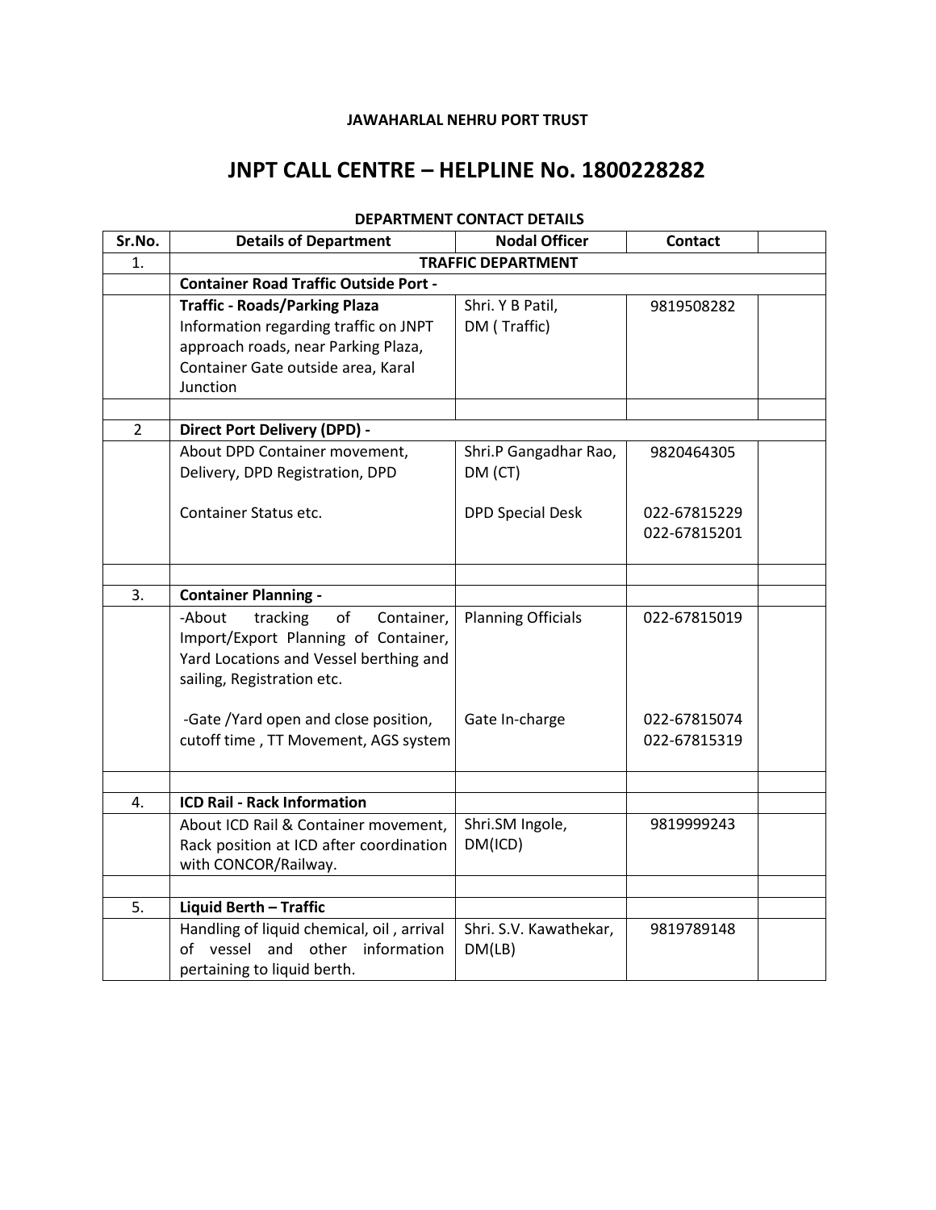**JAWAHARLAL NEHRU PORT TRUST**

# JNPT CALL CENTRE – HELPLINE No. 1800228282

**DEPARTMENT CONTACT DETAILS**

| Sr.No. | Details of Department | Nodal Officer | Contact | |
|---|---|---|---|---|
| 1. | **TRAFFIC DEPARTMENT** | | | |
| | **Container Road Traffic Outside Port -** | | | |
| | **Traffic - Roads/Parking Plaza** Information regarding traffic on JNPT approach roads, near Parking Plaza, Container Gate outside area, Karal Junction | Shri. Y B Patil, DM ( Traffic) | 9819508282 | |
| | | | | |
| 2 | **Direct Port Delivery (DPD) -** | | | |
| | About DPD Container movement, Delivery, DPD Registration, DPD Container Status etc. | Shri.P Gangadhar Rao, DM (CT) DPD Special Desk | 9820464305 022-67815229 022-67815201 | |
| | | | | |
| 3. | **Container Planning -** | | | |
| | -About tracking of Container, Import/Export Planning of Container, Yard Locations and Vessel berthing and sailing, Registration etc. -Gate /Yard open and close position, cutoff time , TT Movement, AGS system | Planning Officials Gate In-charge | 022-67815019 022-67815074 022-67815319 | |
| | | | | |
| 4. | **ICD Rail - Rack Information** | | | |
| | About ICD Rail & Container movement, Rack position at ICD after coordination with CONCOR/Railway. | Shri.SM Ingole, DM(ICD) | 9819999243 | |
| | | | | |
| 5. | **Liquid Berth – Traffic** | | | |
| | Handling of liquid chemical, oil , arrival of vessel and other information pertaining to liquid berth. | Shri. S.V. Kawathekar, DM(LB) | 9819789148 | |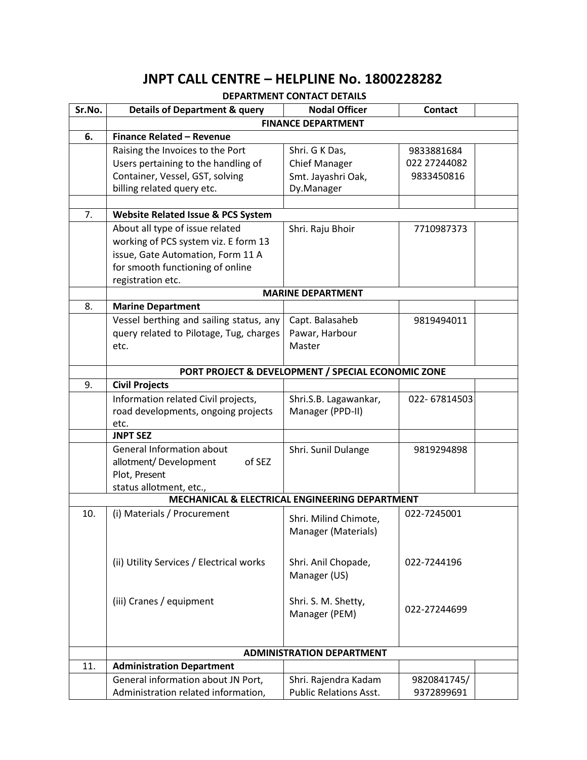# JNPT CALL CENTRE – HELPLINE No. 1800228282

**DEPARTMENT CONTACT DETAILS**

| Sr.No. | Details of Department & query | Nodal Officer | Contact | |
|---|---|---|---|---|
| | **FINANCE DEPARTMENT** | | | |
| 6. | **Finance Related – Revenue** | | | |
| | Raising the Invoices to the Port Users pertaining to the handling of Container, Vessel, GST, solving billing related query etc. | Shri. G K Das, Chief Manager<br>Smt. Jayashri Oak, Dy.Manager | 9833881684<br>022 27244082<br>9833450816 | |
| | | | | |
| 7. | **Website Related Issue & PCS System** | | | |
| | About all type of issue related working of PCS system viz. E form 13 issue, Gate Automation, Form 11 A for smooth functioning of online registration etc. | Shri. Raju Bhoir | 7710987373 | |
| | **MARINE DEPARTMENT** | | | |
| 8. | **Marine Department** | | | |
| | Vessel berthing and sailing status, any query related to Pilotage, Tug, charges etc. | Capt. Balasaheb Pawar, Harbour Master | 9819494011 | |
| | **PORT PROJECT & DEVELOPMENT / SPECIAL ECONOMIC ZONE** | | | |
| 9. | **Civil Projects** | | | |
| | Information related Civil projects, road developments, ongoing projects etc. | Shri.S.B. Lagawankar, Manager (PPD-II) | 022- 67814503 | |
| | **JNPT SEZ** | | | |
| | General Information about allotment/ Development of SEZ Plot, Present status allotment, etc., | Shri. Sunil Dulange | 9819294898 | |
| **MECHANICAL & ELECTRICAL ENGINEERING DEPARTMENT** | | | | |
| 10. | (i) Materials / Procurement | Shri. Milind Chimote, Manager (Materials) | 022-7245001 | |
| | (ii) Utility Services / Electrical works | Shri. Anil Chopade, Manager (US) | 022-7244196 | |
| | (iii) Cranes / equipment | Shri. S. M. Shetty, Manager (PEM) | 022-27244699 | |
| | **ADMINISTRATION DEPARTMENT** | | | |
| 11. | **Administration Department** | | | |
| | General information about JN Port, Administration related information, | Shri. Rajendra Kadam Public Relations Asst. | 9820841745/<br>9372899691 | |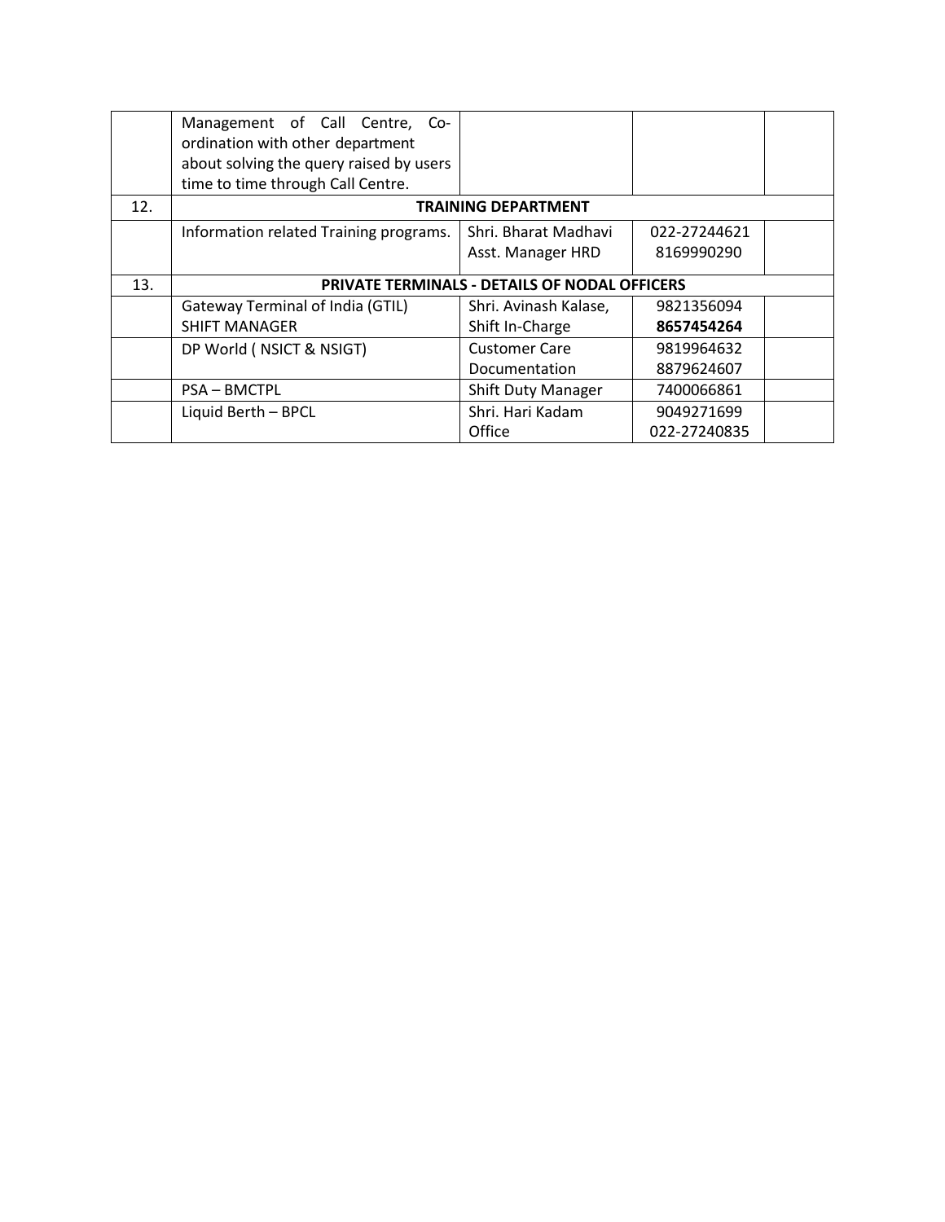| | | | | |
|---|---|---|---|---|
| | Management of Call Centre, Co-ordination with other department about solving the query raised by users time to time through Call Centre. | | | |
| 12. | **TRAINING DEPARTMENT** | | | |
| | Information related Training programs. | Shri. Bharat Madhavi<br>Asst. Manager HRD | 022-27244621<br>8169990290 | |
| 13. | **PRIVATE TERMINALS - DETAILS OF NODAL OFFICERS** | | | |
| | Gateway Terminal of India (GTIL)<br>SHIFT MANAGER | Shri. Avinash Kalase,<br>Shift In-Charge | 9821356094<br>**8657454264** | |
| | DP World ( NSICT & NSIGT) | Customer Care<br>Documentation | 9819964632<br>8879624607 | |
| | PSA – BMCTPL | Shift Duty Manager | 7400066861 | |
| | Liquid Berth – BPCL | Shri. Hari Kadam<br>Office | 9049271699<br>022-27240835 | |